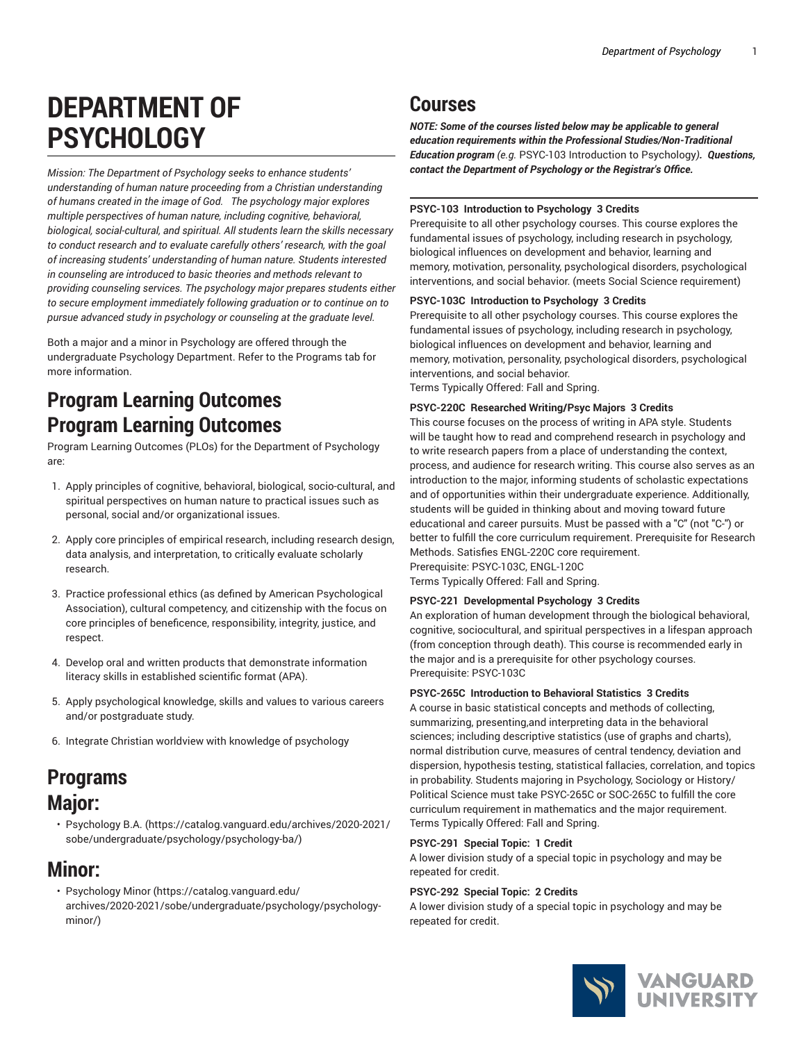# DEPARTMENT OF PSYCHOLOGY

*Mission: The Department of Psychology seeks to enhance students' understanding of human nature proceeding from a Christian understanding of humans created in the image of God. The psychology major explores multiple perspectives of human nature, including cognitive, behavioral, biological, social-cultural, and spiritual. All students learn the skills necessary to conduct research and to evaluate carefully others' research, with the goal of increasing students' understanding of human nature. Students interested in counseling are introduced to basic theories and methods relevant to providing counseling services. The psychology major prepares students either to secure employment immediately following graduation or to continue on to pursue advanced study in psychology or counseling at the graduate level.*

Both a major and a minor in Psychology are offered through the undergraduate Psychology Department. Refer to the Programs tab for more information.

## Program Learning Outcomes

## Program Learning Outcomes

Program Learning Outcomes (PLOs) for the Department of Psychology are:

1. Apply principles of cognitive, behavioral, biological, socio-cultural, and spiritual perspectives on human nature to practical issues such as personal, social and/or organizational issues.
2. Apply core principles of empirical research, including research design, data analysis, and interpretation, to critically evaluate scholarly research.
3. Practice professional ethics (as defined by American Psychological Association), cultural competency, and citizenship with the focus on core principles of beneficence, responsibility, integrity, justice, and respect.
4. Develop oral and written products that demonstrate information literacy skills in established scientific format (APA).
5. Apply psychological knowledge, skills and values to various careers and/or postgraduate study.
6. Integrate Christian worldview with knowledge of psychology

## Programs

## Major:

- Psychology B.A. (https://catalog.vanguard.edu/archives/2020-2021/sobe/undergraduate/psychology/psychology-ba/)

## Minor:

- Psychology Minor (https://catalog.vanguard.edu/archives/2020-2021/sobe/undergraduate/psychology/psychology-minor/)

## Courses

***NOTE: Some of the courses listed below may be applicable to general education requirements within the Professional Studies/Non-Traditional Education program** (e.g.* PSYC-103 Introduction to Psychology*)**. Questions, contact the Department of Psychology or the Registrar's Office.***

**PSYC-103 Introduction to Psychology 3 Credits**

Prerequisite to all other psychology courses. This course explores the fundamental issues of psychology, including research in psychology, biological influences on development and behavior, learning and memory, motivation, personality, psychological disorders, psychological interventions, and social behavior. (meets Social Science requirement)

**PSYC-103C Introduction to Psychology 3 Credits**

Prerequisite to all other psychology courses. This course explores the fundamental issues of psychology, including research in psychology, biological influences on development and behavior, learning and memory, motivation, personality, psychological disorders, psychological interventions, and social behavior.

Terms Typically Offered: Fall and Spring.

**PSYC-220C Researched Writing/Psyc Majors 3 Credits**

This course focuses on the process of writing in APA style. Students will be taught how to read and comprehend research in psychology and to write research papers from a place of understanding the context, process, and audience for research writing. This course also serves as an introduction to the major, informing students of scholastic expectations and of opportunities within their undergraduate experience. Additionally, students will be guided in thinking about and moving toward future educational and career pursuits. Must be passed with a "C" (not "C-") or better to fulfill the core curriculum requirement. Prerequisite for Research Methods. Satisfies ENGL-220C core requirement.

Prerequisite: PSYC-103C, ENGL-120C

Terms Typically Offered: Fall and Spring.

**PSYC-221 Developmental Psychology 3 Credits**

An exploration of human development through the biological behavioral, cognitive, sociocultural, and spiritual perspectives in a lifespan approach (from conception through death). This course is recommended early in the major and is a prerequisite for other psychology courses.

Prerequisite: PSYC-103C

**PSYC-265C Introduction to Behavioral Statistics 3 Credits**

A course in basic statistical concepts and methods of collecting, summarizing, presenting,and interpreting data in the behavioral sciences; including descriptive statistics (use of graphs and charts), normal distribution curve, measures of central tendency, deviation and dispersion, hypothesis testing, statistical fallacies, correlation, and topics in probability. Students majoring in Psychology, Sociology or History/Political Science must take PSYC-265C or SOC-265C to fulfill the core curriculum requirement in mathematics and the major requirement.

Terms Typically Offered: Fall and Spring.

**PSYC-291 Special Topic: 1 Credit**

A lower division study of a special topic in psychology and may be repeated for credit.

**PSYC-292 Special Topic: 2 Credits**

A lower division study of a special topic in psychology and may be repeated for credit.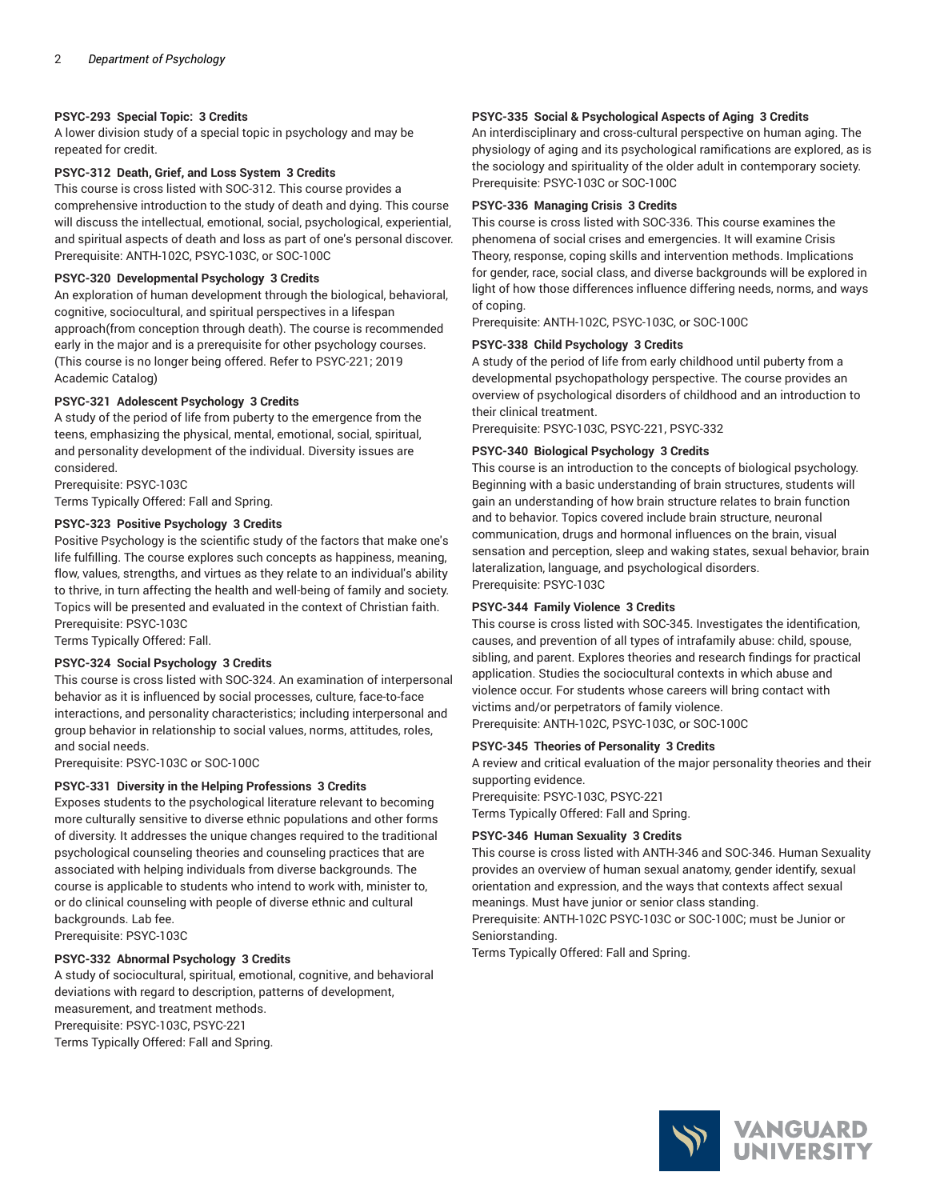**PSYC-293 Special Topic: 3 Credits**
A lower division study of a special topic in psychology and may be repeated for credit.

**PSYC-312 Death, Grief, and Loss System 3 Credits**
This course is cross listed with SOC-312. This course provides a comprehensive introduction to the study of death and dying. This course will discuss the intellectual, emotional, social, psychological, experiential, and spiritual aspects of death and loss as part of one's personal discover.
Prerequisite: ANTH-102C, PSYC-103C, or SOC-100C

**PSYC-320 Developmental Psychology 3 Credits**
An exploration of human development through the biological, behavioral, cognitive, sociocultural, and spiritual perspectives in a lifespan approach(from conception through death). The course is recommended early in the major and is a prerequisite for other psychology courses. (This course is no longer being offered. Refer to PSYC-221; 2019 Academic Catalog)

**PSYC-321 Adolescent Psychology 3 Credits**
A study of the period of life from puberty to the emergence from the teens, emphasizing the physical, mental, emotional, social, spiritual, and personality development of the individual. Diversity issues are considered.
Prerequisite: PSYC-103C
Terms Typically Offered: Fall and Spring.

**PSYC-323 Positive Psychology 3 Credits**
Positive Psychology is the scientific study of the factors that make one's life fulfilling. The course explores such concepts as happiness, meaning, flow, values, strengths, and virtues as they relate to an individual's ability to thrive, in turn affecting the health and well-being of family and society. Topics will be presented and evaluated in the context of Christian faith.
Prerequisite: PSYC-103C
Terms Typically Offered: Fall.

**PSYC-324 Social Psychology 3 Credits**
This course is cross listed with SOC-324. An examination of interpersonal behavior as it is influenced by social processes, culture, face-to-face interactions, and personality characteristics; including interpersonal and group behavior in relationship to social values, norms, attitudes, roles, and social needs.
Prerequisite: PSYC-103C or SOC-100C

**PSYC-331 Diversity in the Helping Professions 3 Credits**
Exposes students to the psychological literature relevant to becoming more culturally sensitive to diverse ethnic populations and other forms of diversity. It addresses the unique changes required to the traditional psychological counseling theories and counseling practices that are associated with helping individuals from diverse backgrounds. The course is applicable to students who intend to work with, minister to, or do clinical counseling with people of diverse ethnic and cultural backgrounds. Lab fee.
Prerequisite: PSYC-103C

**PSYC-332 Abnormal Psychology 3 Credits**
A study of sociocultural, spiritual, emotional, cognitive, and behavioral deviations with regard to description, patterns of development, measurement, and treatment methods.
Prerequisite: PSYC-103C, PSYC-221
Terms Typically Offered: Fall and Spring.

**PSYC-335 Social & Psychological Aspects of Aging 3 Credits**
An interdisciplinary and cross-cultural perspective on human aging. The physiology of aging and its psychological ramifications are explored, as is the sociology and spirituality of the older adult in contemporary society.
Prerequisite: PSYC-103C or SOC-100C

**PSYC-336 Managing Crisis 3 Credits**
This course is cross listed with SOC-336. This course examines the phenomena of social crises and emergencies. It will examine Crisis Theory, response, coping skills and intervention methods. Implications for gender, race, social class, and diverse backgrounds will be explored in light of how those differences influence differing needs, norms, and ways of coping.
Prerequisite: ANTH-102C, PSYC-103C, or SOC-100C

**PSYC-338 Child Psychology 3 Credits**
A study of the period of life from early childhood until puberty from a developmental psychopathology perspective. The course provides an overview of psychological disorders of childhood and an introduction to their clinical treatment.
Prerequisite: PSYC-103C, PSYC-221, PSYC-332

**PSYC-340 Biological Psychology 3 Credits**
This course is an introduction to the concepts of biological psychology. Beginning with a basic understanding of brain structures, students will gain an understanding of how brain structure relates to brain function and to behavior. Topics covered include brain structure, neuronal communication, drugs and hormonal influences on the brain, visual sensation and perception, sleep and waking states, sexual behavior, brain lateralization, language, and psychological disorders.
Prerequisite: PSYC-103C

**PSYC-344 Family Violence 3 Credits**
This course is cross listed with SOC-345. Investigates the identification, causes, and prevention of all types of intrafamily abuse: child, spouse, sibling, and parent. Explores theories and research findings for practical application. Studies the sociocultural contexts in which abuse and violence occur. For students whose careers will bring contact with victims and/or perpetrators of family violence.
Prerequisite: ANTH-102C, PSYC-103C, or SOC-100C

**PSYC-345 Theories of Personality 3 Credits**
A review and critical evaluation of the major personality theories and their supporting evidence.
Prerequisite: PSYC-103C, PSYC-221
Terms Typically Offered: Fall and Spring.

**PSYC-346 Human Sexuality 3 Credits**
This course is cross listed with ANTH-346 and SOC-346. Human Sexuality provides an overview of human sexual anatomy, gender identify, sexual orientation and expression, and the ways that contexts affect sexual meanings. Must have junior or senior class standing.
Prerequisite: ANTH-102C PSYC-103C or SOC-100C; must be Junior or Seniorstanding.
Terms Typically Offered: Fall and Spring.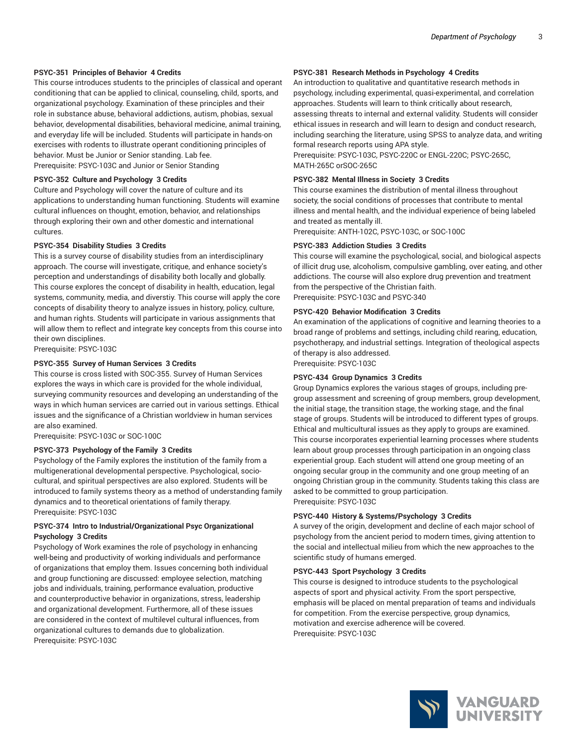**PSYC-351 Principles of Behavior 4 Credits**

This course introduces students to the principles of classical and operant conditioning that can be applied to clinical, counseling, child, sports, and organizational psychology. Examination of these principles and their role in substance abuse, behavioral addictions, autism, phobias, sexual behavior, developmental disabilities, behavioral medicine, animal training, and everyday life will be included. Students will participate in hands-on exercises with rodents to illustrate operant conditioning principles of behavior. Must be Junior or Senior standing. Lab fee.
Prerequisite: PSYC-103C and Junior or Senior Standing

**PSYC-352 Culture and Psychology 3 Credits**

Culture and Psychology will cover the nature of culture and its applications to understanding human functioning. Students will examine cultural influences on thought, emotion, behavior, and relationships through exploring their own and other domestic and international cultures.

**PSYC-354 Disability Studies 3 Credits**

This is a survey course of disability studies from an interdisciplinary approach. The course will investigate, critique, and enhance society's perception and understandings of disability both locally and globally. This course explores the concept of disability in health, education, legal systems, community, media, and diverstiy. This course will apply the core concepts of disability theory to analyze issues in history, policy, culture, and human rights. Students will participate in various assignments that will allow them to reflect and integrate key concepts from this course into their own disciplines.
Prerequisite: PSYC-103C

**PSYC-355 Survey of Human Services 3 Credits**

This course is cross listed with SOC-355. Survey of Human Services explores the ways in which care is provided for the whole individual, surveying community resources and developing an understanding of the ways in which human services are carried out in various settings. Ethical issues and the significance of a Christian worldview in human services are also examined.
Prerequisite: PSYC-103C or SOC-100C

**PSYC-373 Psychology of the Family 3 Credits**

Psychology of the Family explores the institution of the family from a multigenerational developmental perspective. Psychological, socio-cultural, and spiritual perspectives are also explored. Students will be introduced to family systems theory as a method of understanding family dynamics and to theoretical orientations of family therapy.
Prerequisite: PSYC-103C

**PSYC-374 Intro to Industrial/Organizational Psyc Organizational Psychology 3 Credits**

Psychology of Work examines the role of psychology in enhancing well-being and productivity of working individuals and performance of organizations that employ them. Issues concerning both individual and group functioning are discussed: employee selection, matching jobs and individuals, training, performance evaluation, productive and counterproductive behavior in organizations, stress, leadership and organizational development. Furthermore, all of these issues are considered in the context of multilevel cultural influences, from organizational cultures to demands due to globalization.
Prerequisite: PSYC-103C

**PSYC-381 Research Methods in Psychology 4 Credits**

An introduction to qualitative and quantitative research methods in psychology, including experimental, quasi-experimental, and correlation approaches. Students will learn to think critically about research, assessing threats to internal and external validity. Students will consider ethical issues in research and will learn to design and conduct research, including searching the literature, using SPSS to analyze data, and writing formal research reports using APA style.
Prerequisite: PSYC-103C, PSYC-220C or ENGL-220C; PSYC-265C, MATH-265C orSOC-265C

**PSYC-382 Mental Illness in Society 3 Credits**

This course examines the distribution of mental illness throughout society, the social conditions of processes that contribute to mental illness and mental health, and the individual experience of being labeled and treated as mentally ill.
Prerequisite: ANTH-102C, PSYC-103C, or SOC-100C

**PSYC-383 Addiction Studies 3 Credits**

This course will examine the psychological, social, and biological aspects of illicit drug use, alcoholism, compulsive gambling, over eating, and other addictions. The course will also explore drug prevention and treatment from the perspective of the Christian faith.
Prerequisite: PSYC-103C and PSYC-340

**PSYC-420 Behavior Modification 3 Credits**

An examination of the applications of cognitive and learning theories to a broad range of problems and settings, including child rearing, education, psychotherapy, and industrial settings. Integration of theological aspects of therapy is also addressed.
Prerequisite: PSYC-103C

**PSYC-434 Group Dynamics 3 Credits**

Group Dynamics explores the various stages of groups, including pre-group assessment and screening of group members, group development, the initial stage, the transition stage, the working stage, and the final stage of groups. Students will be introduced to different types of groups. Ethical and multicultural issues as they apply to groups are examined. This course incorporates experiential learning processes where students learn about group processes through participation in an ongoing class experiential group. Each student will attend one group meeting of an ongoing secular group in the community and one group meeting of an ongoing Christian group in the community. Students taking this class are asked to be committed to group participation.
Prerequisite: PSYC-103C

**PSYC-440 History & Systems/Psychology 3 Credits**

A survey of the origin, development and decline of each major school of psychology from the ancient period to modern times, giving attention to the social and intellectual milieu from which the new approaches to the scientific study of humans emerged.

**PSYC-443 Sport Psychology 3 Credits**

This course is designed to introduce students to the psychological aspects of sport and physical activity. From the sport perspective, emphasis will be placed on mental preparation of teams and individuals for competition. From the exercise perspective, group dynamics, motivation and exercise adherence will be covered.
Prerequisite: PSYC-103C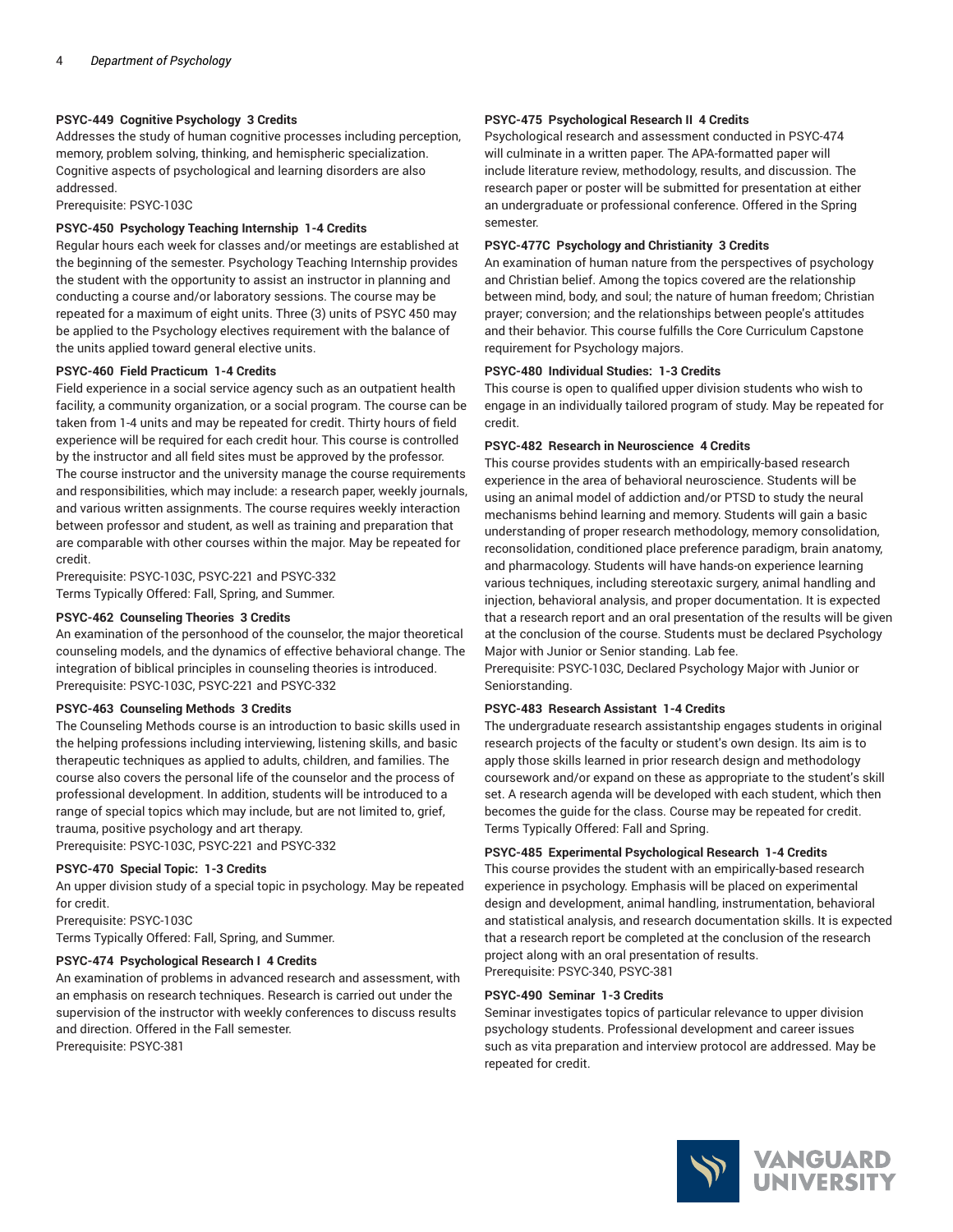**PSYC-449 Cognitive Psychology 3 Credits**

Addresses the study of human cognitive processes including perception, memory, problem solving, thinking, and hemispheric specialization. Cognitive aspects of psychological and learning disorders are also addressed.

Prerequisite: PSYC-103C

**PSYC-450 Psychology Teaching Internship 1-4 Credits**

Regular hours each week for classes and/or meetings are established at the beginning of the semester. Psychology Teaching Internship provides the student with the opportunity to assist an instructor in planning and conducting a course and/or laboratory sessions. The course may be repeated for a maximum of eight units. Three (3) units of PSYC 450 may be applied to the Psychology electives requirement with the balance of the units applied toward general elective units.

**PSYC-460 Field Practicum 1-4 Credits**

Field experience in a social service agency such as an outpatient health facility, a community organization, or a social program. The course can be taken from 1-4 units and may be repeated for credit. Thirty hours of field experience will be required for each credit hour. This course is controlled by the instructor and all field sites must be approved by the professor. The course instructor and the university manage the course requirements and responsibilities, which may include: a research paper, weekly journals, and various written assignments. The course requires weekly interaction between professor and student, as well as training and preparation that are comparable with other courses within the major. May be repeated for credit.

Prerequisite: PSYC-103C, PSYC-221 and PSYC-332

Terms Typically Offered: Fall, Spring, and Summer.

**PSYC-462 Counseling Theories 3 Credits**

An examination of the personhood of the counselor, the major theoretical counseling models, and the dynamics of effective behavioral change. The integration of biblical principles in counseling theories is introduced.

Prerequisite: PSYC-103C, PSYC-221 and PSYC-332

**PSYC-463 Counseling Methods 3 Credits**

The Counseling Methods course is an introduction to basic skills used in the helping professions including interviewing, listening skills, and basic therapeutic techniques as applied to adults, children, and families. The course also covers the personal life of the counselor and the process of professional development. In addition, students will be introduced to a range of special topics which may include, but are not limited to, grief, trauma, positive psychology and art therapy.

Prerequisite: PSYC-103C, PSYC-221 and PSYC-332

**PSYC-470 Special Topic: 1-3 Credits**

An upper division study of a special topic in psychology. May be repeated for credit.

Prerequisite: PSYC-103C

Terms Typically Offered: Fall, Spring, and Summer.

**PSYC-474 Psychological Research I 4 Credits**

An examination of problems in advanced research and assessment, with an emphasis on research techniques. Research is carried out under the supervision of the instructor with weekly conferences to discuss results and direction. Offered in the Fall semester.

Prerequisite: PSYC-381

**PSYC-475 Psychological Research II 4 Credits**

Psychological research and assessment conducted in PSYC-474 will culminate in a written paper. The APA-formatted paper will include literature review, methodology, results, and discussion. The research paper or poster will be submitted for presentation at either an undergraduate or professional conference. Offered in the Spring semester.

**PSYC-477C Psychology and Christianity 3 Credits**

An examination of human nature from the perspectives of psychology and Christian belief. Among the topics covered are the relationship between mind, body, and soul; the nature of human freedom; Christian prayer; conversion; and the relationships between people's attitudes and their behavior. This course fulfills the Core Curriculum Capstone requirement for Psychology majors.

**PSYC-480 Individual Studies: 1-3 Credits**

This course is open to qualified upper division students who wish to engage in an individually tailored program of study. May be repeated for credit.

**PSYC-482 Research in Neuroscience 4 Credits**

This course provides students with an empirically-based research experience in the area of behavioral neuroscience. Students will be using an animal model of addiction and/or PTSD to study the neural mechanisms behind learning and memory. Students will gain a basic understanding of proper research methodology, memory consolidation, reconsolidation, conditioned place preference paradigm, brain anatomy, and pharmacology. Students will have hands-on experience learning various techniques, including stereotaxic surgery, animal handling and injection, behavioral analysis, and proper documentation. It is expected that a research report and an oral presentation of the results will be given at the conclusion of the course. Students must be declared Psychology Major with Junior or Senior standing. Lab fee.

Prerequisite: PSYC-103C, Declared Psychology Major with Junior or Seniorstanding.

**PSYC-483 Research Assistant 1-4 Credits**

The undergraduate research assistantship engages students in original research projects of the faculty or student's own design. Its aim is to apply those skills learned in prior research design and methodology coursework and/or expand on these as appropriate to the student's skill set. A research agenda will be developed with each student, which then becomes the guide for the class. Course may be repeated for credit.

Terms Typically Offered: Fall and Spring.

**PSYC-485 Experimental Psychological Research 1-4 Credits**

This course provides the student with an empirically-based research experience in psychology. Emphasis will be placed on experimental design and development, animal handling, instrumentation, behavioral and statistical analysis, and research documentation skills. It is expected that a research report be completed at the conclusion of the research project along with an oral presentation of results.

Prerequisite: PSYC-340, PSYC-381

**PSYC-490 Seminar 1-3 Credits**

Seminar investigates topics of particular relevance to upper division psychology students. Professional development and career issues such as vita preparation and interview protocol are addressed. May be repeated for credit.